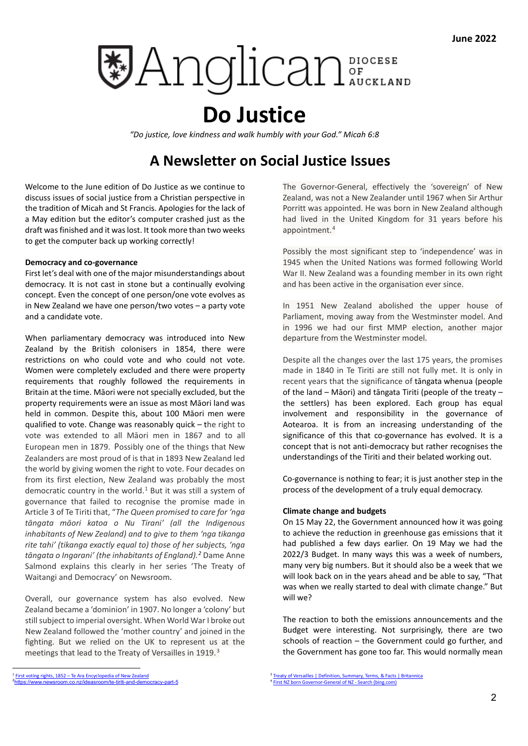June 2022

Anglican DIOCESE OF AUCKLAND

# Do Justice

*"Do justice, love kindness and walk humbly with your God." Micah 6:8*

## A Newsletter on Social Justice Issues

Welcome to the June edition of Do Justice as we continue to discuss issues of social justice from a Christian perspective in the tradition of Micah and St Francis. Apologies for the lack of a May edition but the editor's computer crashed just as the draft was finished and it was lost. It took more than two weeks to get the computer back up working correctly!

**Democracy and co-governance**

First let's deal with one of the major misunderstandings about democracy. It is not cast in stone but a continually evolving concept. Even the concept of one person/one vote evolves as in New Zealand we have one person/two votes – a party vote and a candidate vote.

When parliamentary democracy was introduced into New Zealand by the British colonisers in 1854, there were restrictions on who could vote and who could not vote. Women were completely excluded and there were property requirements that roughly followed the requirements in Britain at the time. Māori were not specially excluded, but the property requirements were an issue as most Māori land was held in common. Despite this, about 100 Māori men were qualified to vote. Change was reasonably quick – the right to vote was extended to all Māori men in 1867 and to all European men in 1879. Possibly one of the things that New Zealanders are most proud of is that in 1893 New Zealand led the world by giving women the right to vote. Four decades on from its first election, New Zealand was probably the most democratic country in the world.[1] But it was still a system of governance that failed to recognise the promise made in Article 3 of Te Tiriti that, "*The Queen promised to care for 'nga tāngata māori katoa o Nu Tirani' (all the Indigenous inhabitants of New Zealand) and to give to them 'nga tikanga rite tahi' (tikanga exactly equal to) those of her subjects, 'nga tāngata o Ingarani' (the inhabitants of England).[2]* Dame Anne Salmond explains this clearly in her series 'The Treaty of Waitangi and Democracy' on Newsroom.

Overall, our governance system has also evolved. New Zealand became a 'dominion' in 1907. No longer a 'colony' but still subject to imperial oversight. When World War I broke out New Zealand followed the 'mother country' and joined in the fighting. But we relied on the UK to represent us at the meetings that lead to the Treaty of Versailles in 1919.[3]

The Governor-General, effectively the 'sovereign' of New Zealand, was not a New Zealander until 1967 when Sir Arthur Porritt was appointed. He was born in New Zealand although had lived in the United Kingdom for 31 years before his appointment.[4]

Possibly the most significant step to 'independence' was in 1945 when the United Nations was formed following World War II. New Zealand was a founding member in its own right and has been active in the organisation ever since.

In 1951 New Zealand abolished the upper house of Parliament, moving away from the Westminster model. And in 1996 we had our first MMP election, another major departure from the Westminster model.

Despite all the changes over the last 175 years, the promises made in 1840 in Te Tiriti are still not fully met. It is only in recent years that the significance of tāngata whenua (people of the land – Māori) and tāngata Tiriti (people of the treaty – the settlers) has been explored. Each group has equal involvement and responsibility in the governance of Aotearoa. It is from an increasing understanding of the significance of this that co-governance has evolved. It is a concept that is not anti-democracy but rather recognises the understandings of the Tiriti and their belated working out.

Co-governance is nothing to fear; it is just another step in the process of the development of a truly equal democracy.

**Climate change and budgets**

On 15 May 22, the Government announced how it was going to achieve the reduction in greenhouse gas emissions that it had published a few days earlier. On 19 May we had the 2022/3 Budget. In many ways this was a week of numbers, many very big numbers. But it should also be a week that we will look back on in the years ahead and be able to say, "That was when we really started to deal with climate change." But will we?

The reaction to both the emissions announcements and the Budget were interesting. Not surprisingly, there are two schools of reaction – the Government could go further, and the Government has gone too far. This would normally mean

---

[1] First voting rights, 1852 – Te Ara Encyclopedia of New Zealand
[2] https://www.newsroom.co.nz/ideasroom/te-tiriti-and-democracy-part-5
[3] Treaty of Versailles | Definition, Summary, Terms, & Facts | Britannica
[4] First NZ born Governor-General of NZ - Search (bing.com)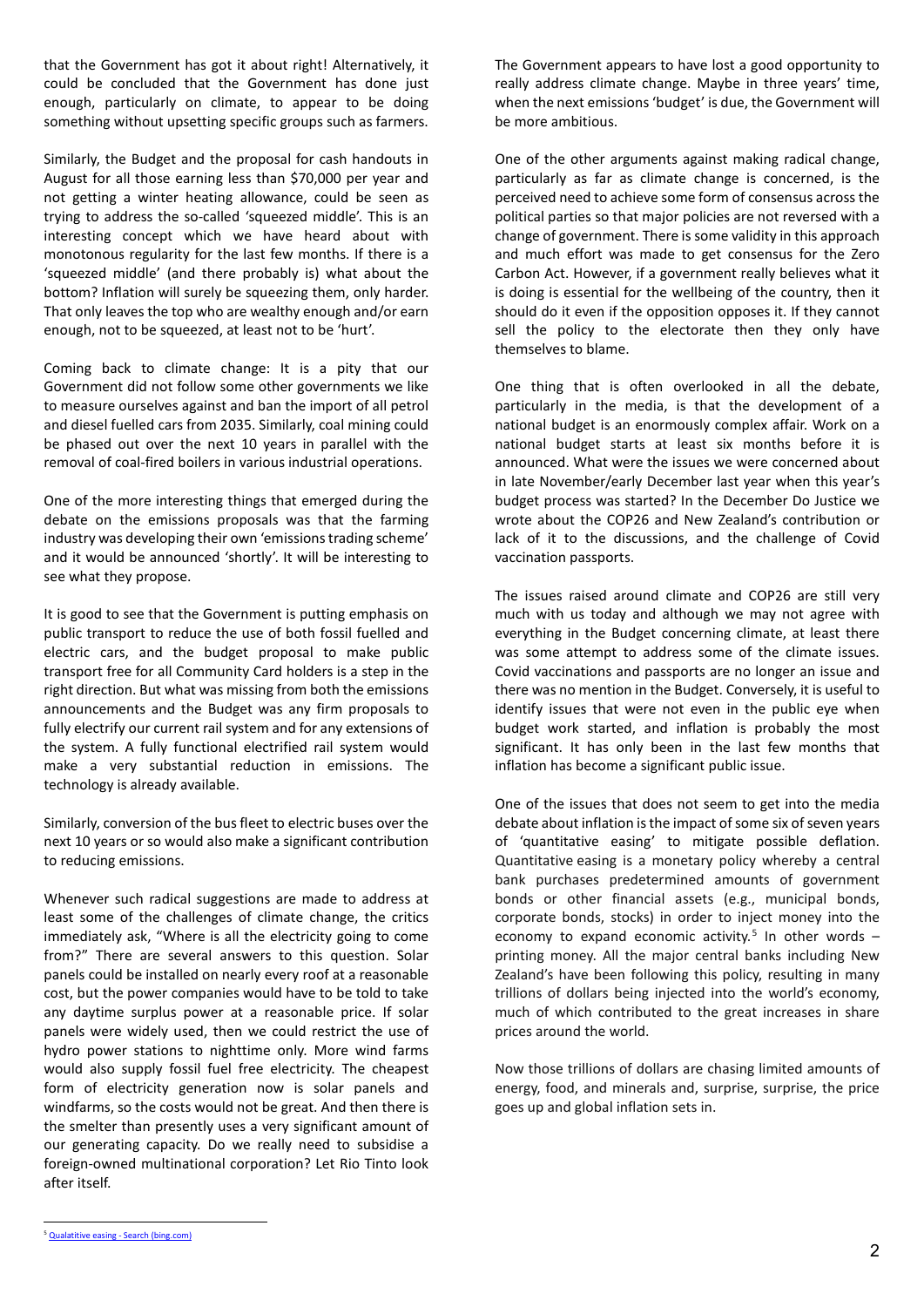that the Government has got it about right! Alternatively, it could be concluded that the Government has done just enough, particularly on climate, to appear to be doing something without upsetting specific groups such as farmers.

Similarly, the Budget and the proposal for cash handouts in August for all those earning less than $70,000 per year and not getting a winter heating allowance, could be seen as trying to address the so-called 'squeezed middle'. This is an interesting concept which we have heard about with monotonous regularity for the last few months. If there is a 'squeezed middle' (and there probably is) what about the bottom? Inflation will surely be squeezing them, only harder. That only leaves the top who are wealthy enough and/or earn enough, not to be squeezed, at least not to be 'hurt'.

Coming back to climate change: It is a pity that our Government did not follow some other governments we like to measure ourselves against and ban the import of all petrol and diesel fuelled cars from 2035. Similarly, coal mining could be phased out over the next 10 years in parallel with the removal of coal-fired boilers in various industrial operations.

One of the more interesting things that emerged during the debate on the emissions proposals was that the farming industry was developing their own 'emissions trading scheme' and it would be announced 'shortly'. It will be interesting to see what they propose.

It is good to see that the Government is putting emphasis on public transport to reduce the use of both fossil fuelled and electric cars, and the budget proposal to make public transport free for all Community Card holders is a step in the right direction. But what was missing from both the emissions announcements and the Budget was any firm proposals to fully electrify our current rail system and for any extensions of the system. A fully functional electrified rail system would make a very substantial reduction in emissions. The technology is already available.

Similarly, conversion of the bus fleet to electric buses over the next 10 years or so would also make a significant contribution to reducing emissions.

Whenever such radical suggestions are made to address at least some of the challenges of climate change, the critics immediately ask, "Where is all the electricity going to come from?" There are several answers to this question. Solar panels could be installed on nearly every roof at a reasonable cost, but the power companies would have to be told to take any daytime surplus power at a reasonable price. If solar panels were widely used, then we could restrict the use of hydro power stations to nighttime only. More wind farms would also supply fossil fuel free electricity. The cheapest form of electricity generation now is solar panels and windfarms, so the costs would not be great. And then there is the smelter than presently uses a very significant amount of our generating capacity. Do we really need to subsidise a foreign-owned multinational corporation? Let Rio Tinto look after itself.

The Government appears to have lost a good opportunity to really address climate change. Maybe in three years' time, when the next emissions 'budget' is due, the Government will be more ambitious.

One of the other arguments against making radical change, particularly as far as climate change is concerned, is the perceived need to achieve some form of consensus across the political parties so that major policies are not reversed with a change of government. There is some validity in this approach and much effort was made to get consensus for the Zero Carbon Act. However, if a government really believes what it is doing is essential for the wellbeing of the country, then it should do it even if the opposition opposes it. If they cannot sell the policy to the electorate then they only have themselves to blame.

One thing that is often overlooked in all the debate, particularly in the media, is that the development of a national budget is an enormously complex affair. Work on a national budget starts at least six months before it is announced. What were the issues we were concerned about in late November/early December last year when this year's budget process was started? In the December Do Justice we wrote about the COP26 and New Zealand's contribution or lack of it to the discussions, and the challenge of Covid vaccination passports.

The issues raised around climate and COP26 are still very much with us today and although we may not agree with everything in the Budget concerning climate, at least there was some attempt to address some of the climate issues. Covid vaccinations and passports are no longer an issue and there was no mention in the Budget. Conversely, it is useful to identify issues that were not even in the public eye when budget work started, and inflation is probably the most significant. It has only been in the last few months that inflation has become a significant public issue.

One of the issues that does not seem to get into the media debate about inflation is the impact of some six of seven years of 'quantitative easing' to mitigate possible deflation. Quantitative easing is a monetary policy whereby a central bank purchases predetermined amounts of government bonds or other financial assets (e.g., municipal bonds, corporate bonds, stocks) in order to inject money into the economy to expand economic activity.[5] In other words – printing money. All the major central banks including New Zealand's have been following this policy, resulting in many trillions of dollars being injected into the world's economy, much of which contributed to the great increases in share prices around the world.

Now those trillions of dollars are chasing limited amounts of energy, food, and minerals and, surprise, surprise, the price goes up and global inflation sets in.

[5] Qualatitive easing - Search (bing.com)